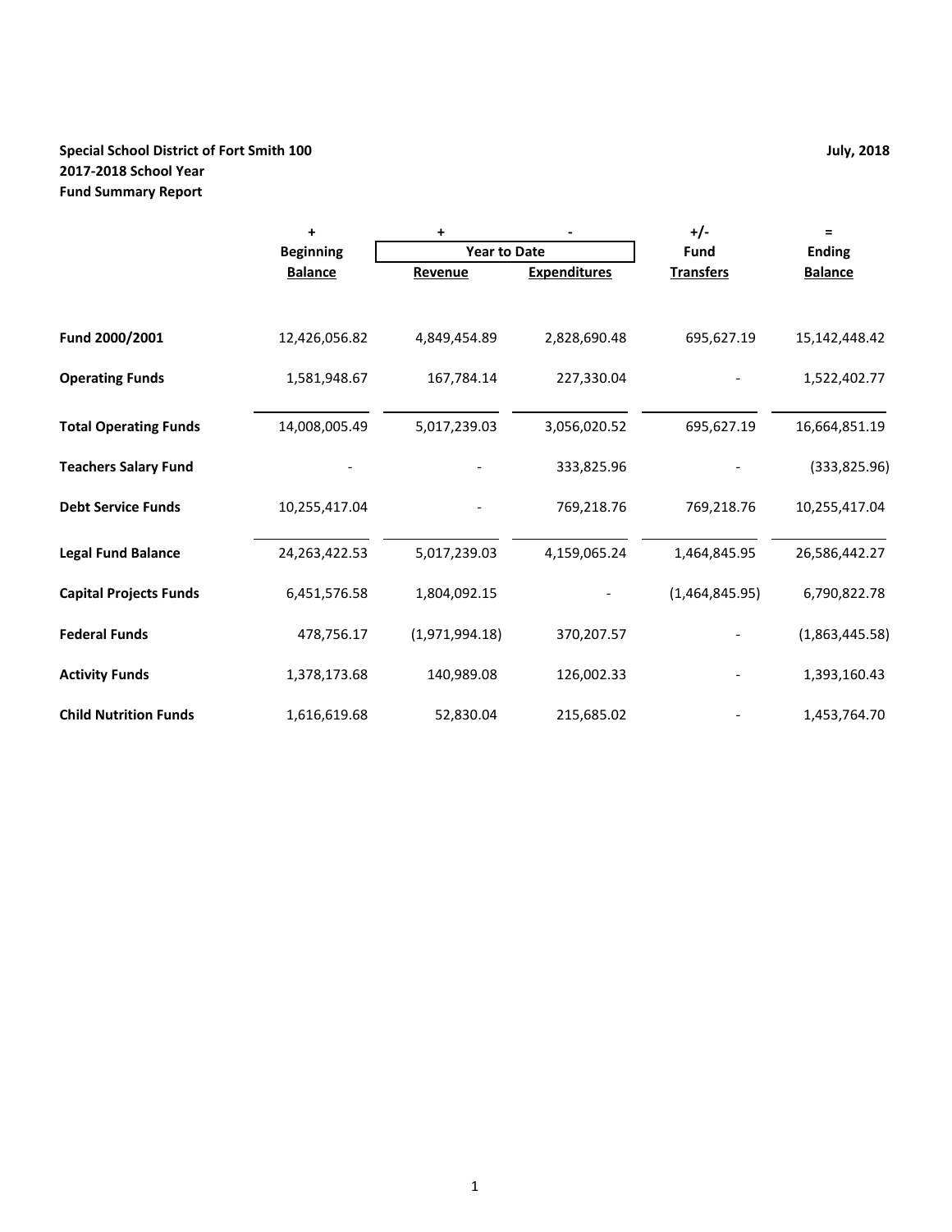**Special School District of Fort Smith 100**
**2017-2018 School Year**
**Fund Summary Report**

**July, 2018**

| | + | + | - | +/- | = |
|---|---|---|---|---|---|
| | **Beginning** | **Year to Date** | | **Fund** | **Ending** |
| | **Balance** | **Revenue** | **Expenditures** | **Transfers** | **Balance** |
| **Fund 2000/2001** | 12,426,056.82 | 4,849,454.89 | 2,828,690.48 | 695,627.19 | 15,142,448.42 |
| **Operating Funds** | 1,581,948.67 | 167,784.14 | 227,330.04 | - | 1,522,402.77 |
| **Total Operating Funds** | 14,008,005.49 | 5,017,239.03 | 3,056,020.52 | 695,627.19 | 16,664,851.19 |
| **Teachers Salary Fund** | - | - | 333,825.96 | - | (333,825.96) |
| **Debt Service Funds** | 10,255,417.04 | - | 769,218.76 | 769,218.76 | 10,255,417.04 |
| **Legal Fund Balance** | 24,263,422.53 | 5,017,239.03 | 4,159,065.24 | 1,464,845.95 | 26,586,442.27 |
| **Capital Projects Funds** | 6,451,576.58 | 1,804,092.15 | - | (1,464,845.95) | 6,790,822.78 |
| **Federal Funds** | 478,756.17 | (1,971,994.18) | 370,207.57 | - | (1,863,445.58) |
| **Activity Funds** | 1,378,173.68 | 140,989.08 | 126,002.33 | - | 1,393,160.43 |
| **Child Nutrition Funds** | 1,616,619.68 | 52,830.04 | 215,685.02 | - | 1,453,764.70 |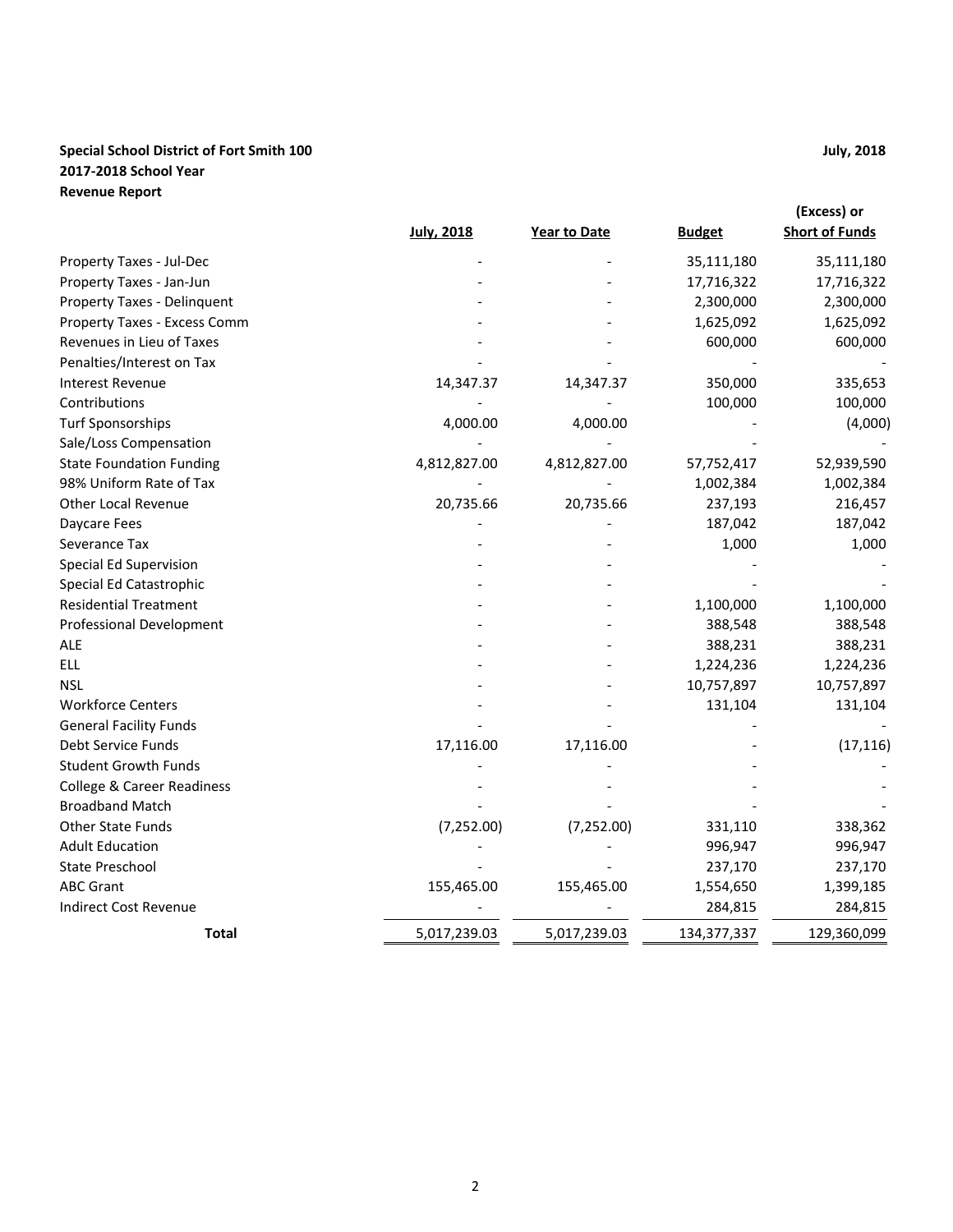**Special School District of Fort Smith 100**
**2017-2018 School Year**
**Revenue Report**

**July, 2018**

| | July, 2018 | Year to Date | Budget | (Excess) or Short of Funds |
|---|---|---|---|---|
| Property Taxes - Jul-Dec | - | - | 35,111,180 | 35,111,180 |
| Property Taxes - Jan-Jun | - | - | 17,716,322 | 17,716,322 |
| Property Taxes - Delinquent | - | - | 2,300,000 | 2,300,000 |
| Property Taxes - Excess Comm | - | - | 1,625,092 | 1,625,092 |
| Revenues in Lieu of Taxes | - | - | 600,000 | 600,000 |
| Penalties/Interest on Tax | - | - | - | - |
| Interest Revenue | 14,347.37 | 14,347.37 | 350,000 | 335,653 |
| Contributions | - | - | 100,000 | 100,000 |
| Turf Sponsorships | 4,000.00 | 4,000.00 | - | (4,000) |
| Sale/Loss Compensation | - | - | - | - |
| State Foundation Funding | 4,812,827.00 | 4,812,827.00 | 57,752,417 | 52,939,590 |
| 98% Uniform Rate of Tax | - | - | 1,002,384 | 1,002,384 |
| Other Local Revenue | 20,735.66 | 20,735.66 | 237,193 | 216,457 |
| Daycare Fees | - | - | 187,042 | 187,042 |
| Severance Tax | - | - | 1,000 | 1,000 |
| Special Ed Supervision | - | - | - | - |
| Special Ed Catastrophic | - | - | - | - |
| Residential Treatment | - | - | 1,100,000 | 1,100,000 |
| Professional Development | - | - | 388,548 | 388,548 |
| ALE | - | - | 388,231 | 388,231 |
| ELL | - | - | 1,224,236 | 1,224,236 |
| NSL | - | - | 10,757,897 | 10,757,897 |
| Workforce Centers | - | - | 131,104 | 131,104 |
| General Facility Funds | - | - | - | - |
| Debt Service Funds | 17,116.00 | 17,116.00 | - | (17,116) |
| Student Growth Funds | - | - | - | - |
| College & Career Readiness | - | - | - | - |
| Broadband Match | - | - | - | - |
| Other State Funds | (7,252.00) | (7,252.00) | 331,110 | 338,362 |
| Adult Education | - | - | 996,947 | 996,947 |
| State Preschool | - | - | 237,170 | 237,170 |
| ABC Grant | 155,465.00 | 155,465.00 | 1,554,650 | 1,399,185 |
| Indirect Cost Revenue | - | - | 284,815 | 284,815 |
| **Total** | 5,017,239.03 | 5,017,239.03 | 134,377,337 | 129,360,099 |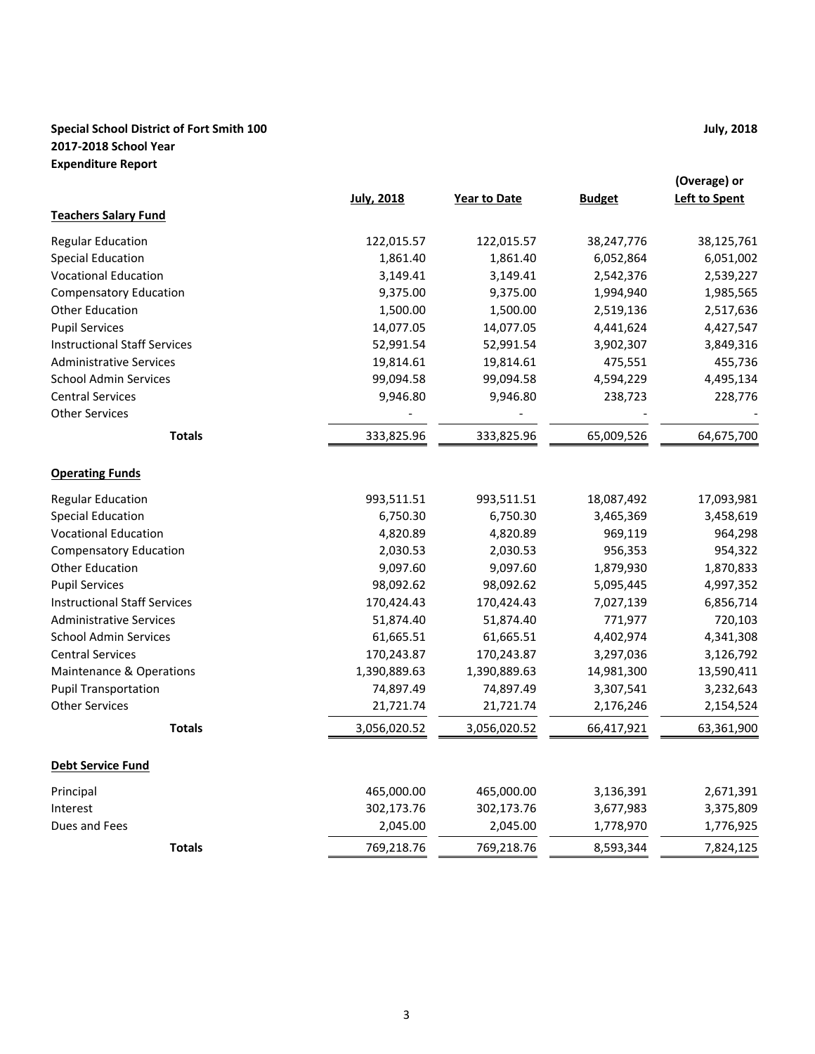**Special School District of Fort Smith 100**
**2017-2018 School Year**
**Expenditure Report**

**July, 2018**

| | July, 2018 | Year to Date | Budget | (Overage) or Left to Spent |
|---|---|---|---|---|
| **Teachers Salary Fund** | | | | |
| Regular Education | 122,015.57 | 122,015.57 | 38,247,776 | 38,125,761 |
| Special Education | 1,861.40 | 1,861.40 | 6,052,864 | 6,051,002 |
| Vocational Education | 3,149.41 | 3,149.41 | 2,542,376 | 2,539,227 |
| Compensatory Education | 9,375.00 | 9,375.00 | 1,994,940 | 1,985,565 |
| Other Education | 1,500.00 | 1,500.00 | 2,519,136 | 2,517,636 |
| Pupil Services | 14,077.05 | 14,077.05 | 4,441,624 | 4,427,547 |
| Instructional Staff Services | 52,991.54 | 52,991.54 | 3,902,307 | 3,849,316 |
| Administrative Services | 19,814.61 | 19,814.61 | 475,551 | 455,736 |
| School Admin Services | 99,094.58 | 99,094.58 | 4,594,229 | 4,495,134 |
| Central Services | 9,946.80 | 9,946.80 | 238,723 | 228,776 |
| Other Services | - | - | - | - |
| **Totals** | 333,825.96 | 333,825.96 | 65,009,526 | 64,675,700 |
| **Operating Funds** | | | | |
| Regular Education | 993,511.51 | 993,511.51 | 18,087,492 | 17,093,981 |
| Special Education | 6,750.30 | 6,750.30 | 3,465,369 | 3,458,619 |
| Vocational Education | 4,820.89 | 4,820.89 | 969,119 | 964,298 |
| Compensatory Education | 2,030.53 | 2,030.53 | 956,353 | 954,322 |
| Other Education | 9,097.60 | 9,097.60 | 1,879,930 | 1,870,833 |
| Pupil Services | 98,092.62 | 98,092.62 | 5,095,445 | 4,997,352 |
| Instructional Staff Services | 170,424.43 | 170,424.43 | 7,027,139 | 6,856,714 |
| Administrative Services | 51,874.40 | 51,874.40 | 771,977 | 720,103 |
| School Admin Services | 61,665.51 | 61,665.51 | 4,402,974 | 4,341,308 |
| Central Services | 170,243.87 | 170,243.87 | 3,297,036 | 3,126,792 |
| Maintenance & Operations | 1,390,889.63 | 1,390,889.63 | 14,981,300 | 13,590,411 |
| Pupil Transportation | 74,897.49 | 74,897.49 | 3,307,541 | 3,232,643 |
| Other Services | 21,721.74 | 21,721.74 | 2,176,246 | 2,154,524 |
| **Totals** | 3,056,020.52 | 3,056,020.52 | 66,417,921 | 63,361,900 |
| **Debt Service Fund** | | | | |
| Principal | 465,000.00 | 465,000.00 | 3,136,391 | 2,671,391 |
| Interest | 302,173.76 | 302,173.76 | 3,677,983 | 3,375,809 |
| Dues and Fees | 2,045.00 | 2,045.00 | 1,778,970 | 1,776,925 |
| **Totals** | 769,218.76 | 769,218.76 | 8,593,344 | 7,824,125 |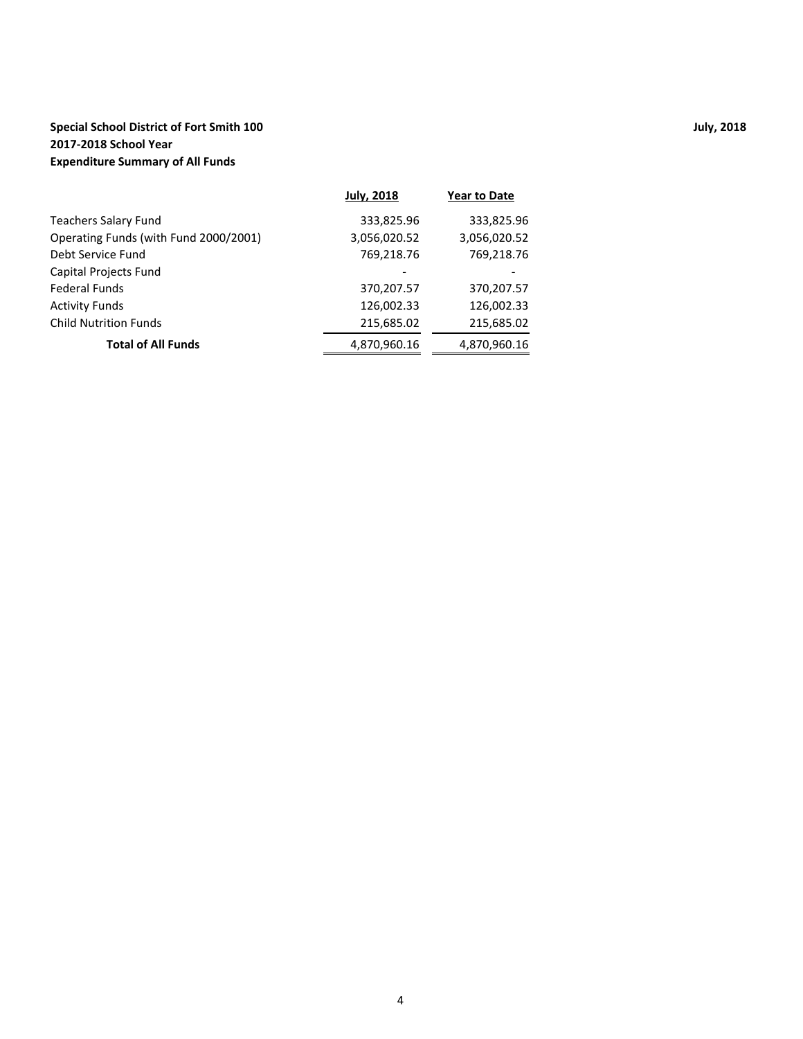**Special School District of Fort Smith 100** **July, 2018**

**2017-2018 School Year**

**Expenditure Summary of All Funds**

| | July, 2018 | Year to Date |
|---|---|---|
| Teachers Salary Fund | 333,825.96 | 333,825.96 |
| Operating Funds (with Fund 2000/2001) | 3,056,020.52 | 3,056,020.52 |
| Debt Service Fund | 769,218.76 | 769,218.76 |
| Capital Projects Fund | - | - |
| Federal Funds | 370,207.57 | 370,207.57 |
| Activity Funds | 126,002.33 | 126,002.33 |
| Child Nutrition Funds | 215,685.02 | 215,685.02 |
| **Total of All Funds** | 4,870,960.16 | 4,870,960.16 |